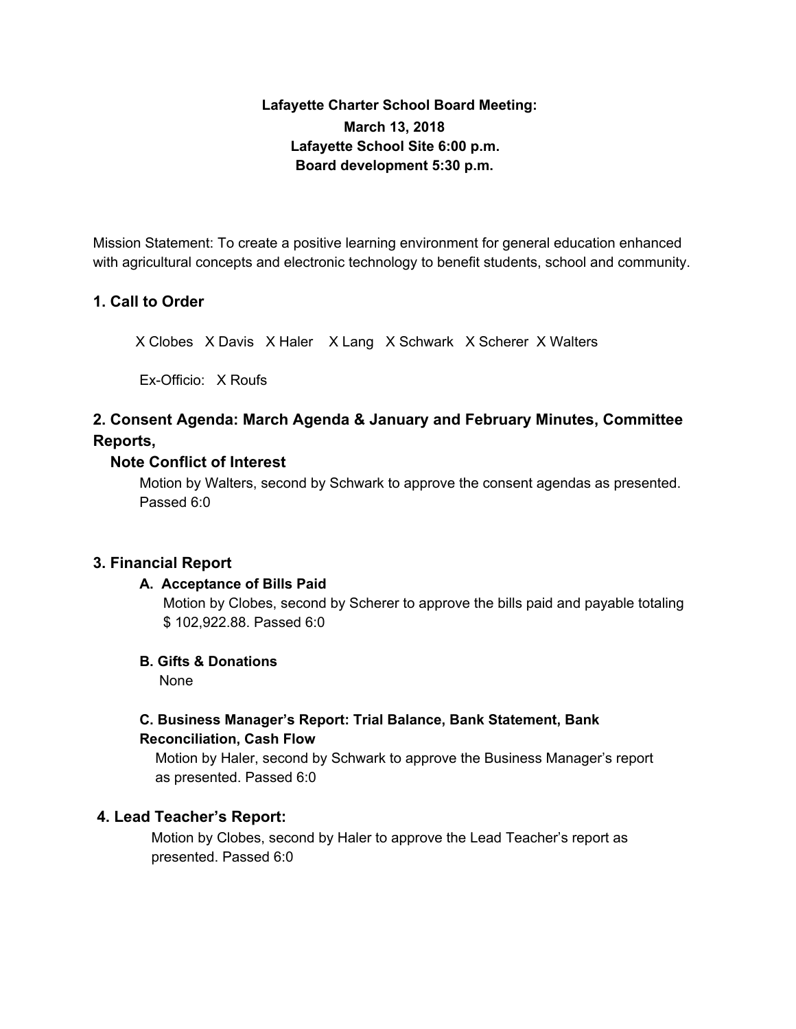**Lafayette Charter School Board Meeting:**
**March 13, 2018**
**Lafayette School Site 6:00 p.m.**
**Board development 5:30 p.m.**

Mission Statement: To create a positive learning environment for general education enhanced with agricultural concepts and electronic technology to benefit students, school and community.

## 1. Call to Order

X Clobes X Davis X Haler X Lang X Schwark X Scherer X Walters

Ex-Officio: X Roufs

## 2. Consent Agenda: March Agenda & January and February Minutes, Committee Reports,

### Note Conflict of Interest

Motion by Walters, second by Schwark to approve the consent agendas as presented. Passed 6:0

## 3. Financial Report

### A. Acceptance of Bills Paid

Motion by Clobes, second by Scherer to approve the bills paid and payable totaling $ 102,922.88. Passed 6:0

### B. Gifts & Donations

None

### C. Business Manager's Report: Trial Balance, Bank Statement, Bank Reconciliation, Cash Flow

Motion by Haler, second by Schwark to approve the Business Manager's report as presented. Passed 6:0

## 4. Lead Teacher's Report:

Motion by Clobes, second by Haler to approve the Lead Teacher's report as presented. Passed 6:0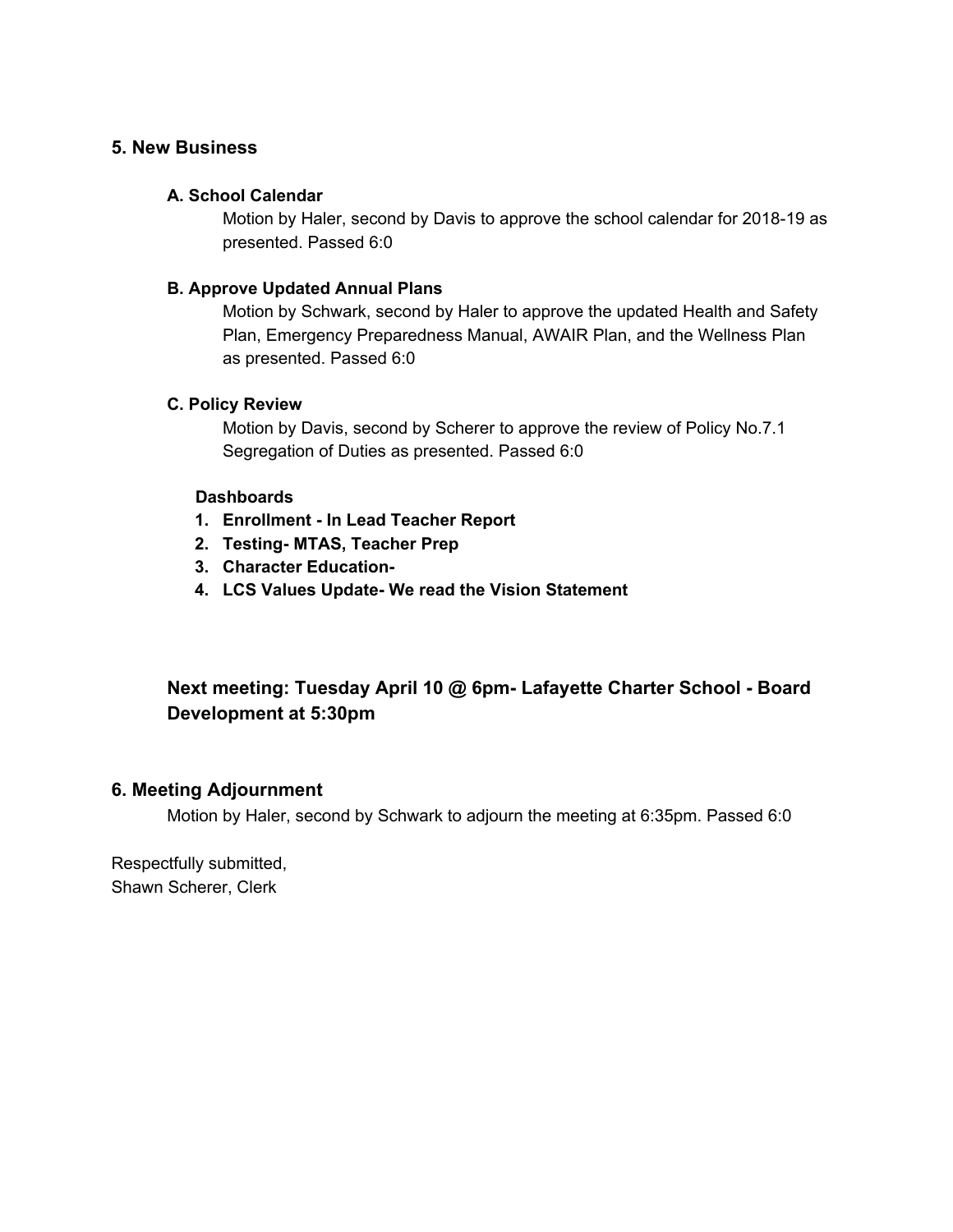## 5. New Business

### A. School Calendar

Motion by Haler, second by Davis to approve the school calendar for 2018-19 as presented. Passed 6:0

### B. Approve Updated Annual Plans

Motion by Schwark, second by Haler to approve the updated Health and Safety Plan, Emergency Preparedness Manual, AWAIR Plan, and the Wellness Plan as presented. Passed 6:0

### C. Policy Review

Motion by Davis, second by Scherer to approve the review of Policy No.7.1 Segregation of Duties as presented. Passed 6:0

**Dashboards**

1. **Enrollment - In Lead Teacher Report**
2. **Testing- MTAS, Teacher Prep**
3. **Character Education-**
4. **LCS Values Update- We read the Vision Statement**

### Next meeting: Tuesday April 10 @ 6pm- Lafayette Charter School - Board Development at 5:30pm

## 6. Meeting Adjournment

Motion by Haler, second by Schwark to adjourn the meeting at 6:35pm. Passed 6:0

Respectfully submitted,
Shawn Scherer, Clerk